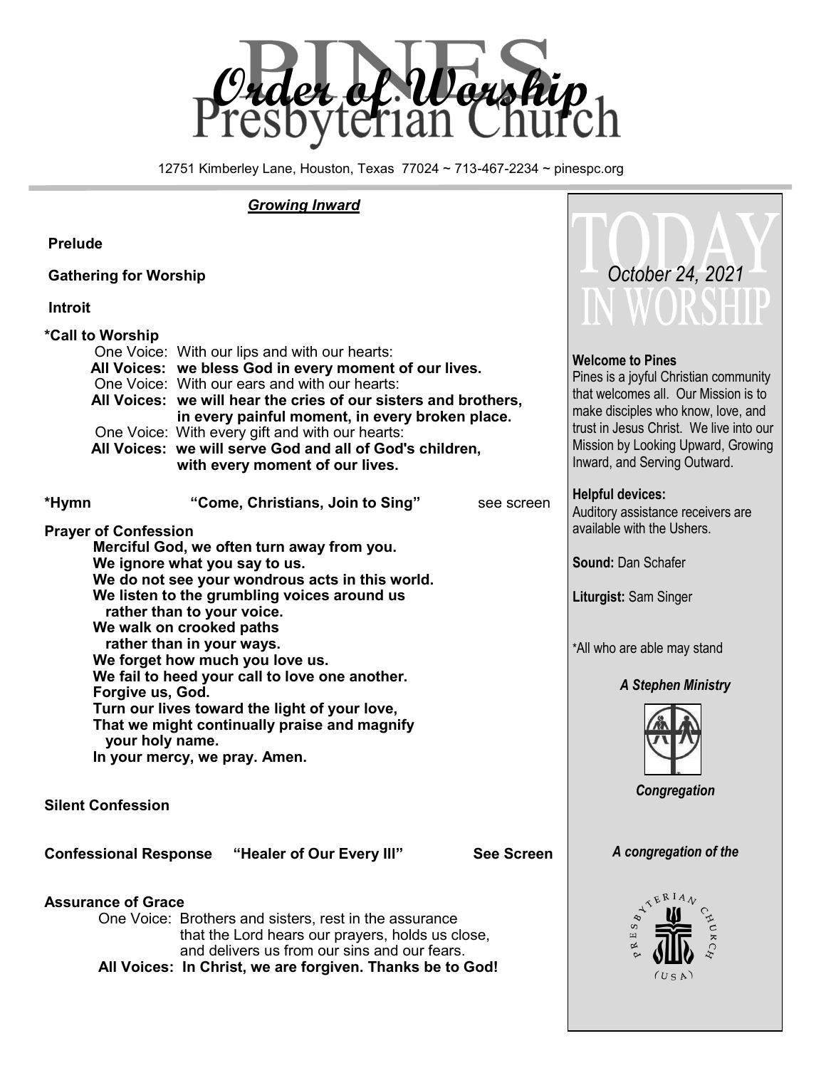# Order of Worship

# Pines Presbyterian Church

12751 Kimberley Lane, Houston, Texas 77024 ~ 713-467-2234 ~ pinespc.org

## *Growing Inward*

**Prelude**

**Gathering for Worship**

**Introit**

**\*Call to Worship**

One Voice: With our lips and with our hearts:
**All Voices: we bless God in every moment of our lives.**
One Voice: With our ears and with our hearts:
**All Voices: we will hear the cries of our sisters and brothers, in every painful moment, in every broken place.**
One Voice: With every gift and with our hearts:
**All Voices: we will serve God and all of God's children, with every moment of our lives.**

**\*Hymn "Come, Christians, Join to Sing"** see screen

**Prayer of Confession**

**Merciful God, we often turn away from you.**
**We ignore what you say to us.**
**We do not see your wondrous acts in this world.**
**We listen to the grumbling voices around us rather than to your voice.**
**We walk on crooked paths rather than in your ways.**
**We forget how much you love us.**
**We fail to heed your call to love one another.**
**Forgive us, God.**
**Turn our lives toward the light of your love,**
**That we might continually praise and magnify your holy name.**
**In your mercy, we pray. Amen.**

**Silent Confession**

**Confessional Response "Healer of Our Every Ill" See Screen**

**Assurance of Grace**

One Voice: Brothers and sisters, rest in the assurance that the Lord hears our prayers, holds us close, and delivers us from our sins and our fears.
**All Voices: In Christ, we are forgiven. Thanks be to God!**

---

## TODAY IN WORSHIP

*October 24, 2021*

**Welcome to Pines**
Pines is a joyful Christian community that welcomes all. Our Mission is to make disciples who know, love, and trust in Jesus Christ. We live into our Mission by Looking Upward, Growing Inward, and Serving Outward.

**Helpful devices:**
Auditory assistance receivers are available with the Ushers.

**Sound:** Dan Schafer

**Liturgist:** Sam Singer

\*All who are able may stand

***A Stephen Ministry***

***Congregation***

***A congregation of the***

PRESBYTERIAN CHURCH (USA)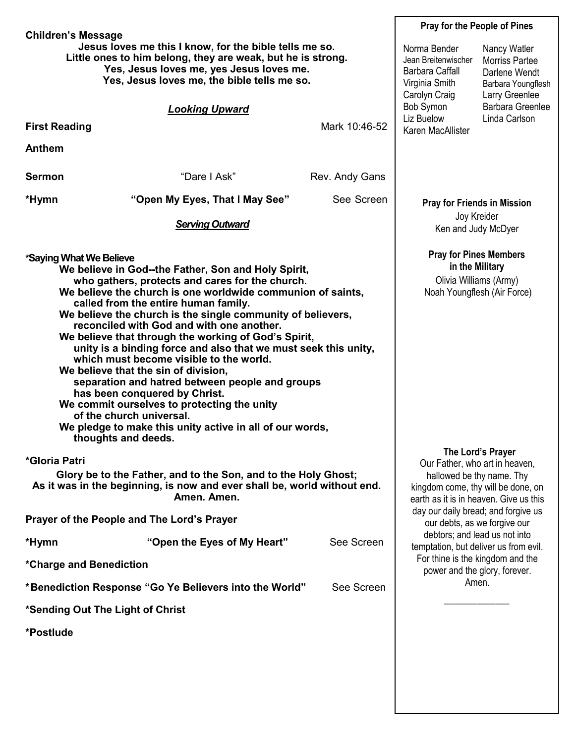**Children's Message**

**Jesus loves me this I know, for the bible tells me so.**
**Little ones to him belong, they are weak, but he is strong.**
**Yes, Jesus loves me, yes Jesus loves me.**
**Yes, Jesus loves me, the bible tells me so.**

***Looking Upward***

**First Reading** Mark 10:46-52

**Anthem**

**Sermon** "Dare I Ask" Rev. Andy Gans

**\*Hymn** **"Open My Eyes, That I May See"** See Screen

***Serving Outward***

**\*Saying What We Believe**

**We believe in God--the Father, Son and Holy Spirit,**
**who gathers, protects and cares for the church.**
**We believe the church is one worldwide communion of saints,**
**called from the entire human family.**
**We believe the church is the single community of believers,**
**reconciled with God and with one another.**
**We believe that through the working of God's Spirit,**
**unity is a binding force and also that we must seek this unity,**
**which must become visible to the world.**
**We believe that the sin of division,**
**separation and hatred between people and groups**
**has been conquered by Christ.**
**We commit ourselves to protecting the unity**
**of the church universal.**
**We pledge to make this unity active in all of our words,**
**thoughts and deeds.**

**\*Gloria Patri**

**Glory be to the Father, and to the Son, and to the Holy Ghost;**
**As it was in the beginning, is now and ever shall be, world without end.**
**Amen. Amen.**

**Prayer of the People and The Lord's Prayer**

**\*Hymn** **"Open the Eyes of My Heart"** See Screen

**\*Charge and Benediction**

**\*Benediction Response "Go Ye Believers into the World"** See Screen

**\*Sending Out The Light of Christ**

**\*Postlude**

**Pray for the People of Pines**

Norma Bender
Jean Breitenwischer
Barbara Caffall
Virginia Smith
Carolyn Craig
Bob Symon
Liz Buelow
Karen MacAllister
Nancy Watler
Morriss Partee
Darlene Wendt
Barbara Youngflesh
Larry Greenlee
Barbara Greenlee
Linda Carlson

**Pray for Friends in Mission**

Joy Kreider
Ken and Judy McDyer

**Pray for Pines Members in the Military**

Olivia Williams (Army)
Noah Youngflesh (Air Force)

**The Lord's Prayer**

Our Father, who art in heaven, hallowed be thy name. Thy kingdom come, thy will be done, on earth as it is in heaven. Give us this day our daily bread; and forgive us our debts, as we forgive our debtors; and lead us not into temptation, but deliver us from evil. For thine is the kingdom and the power and the glory, forever. Amen.

\_\_\_\_\_\_\_\_\_\_\_\_\_\_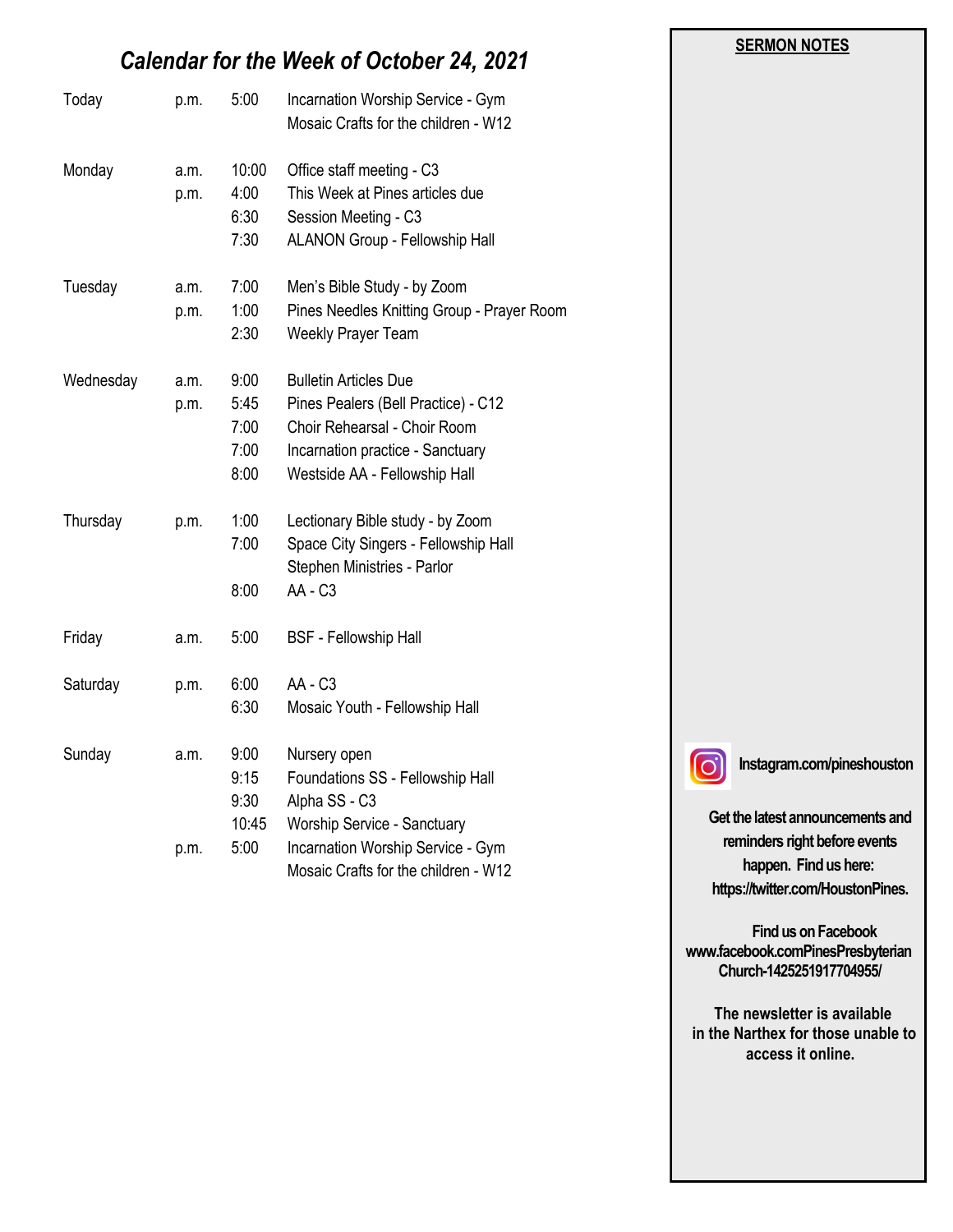# *Calendar for the Week of October 24, 2021*

| | | | |
|---|---|---|---|
| Today | p.m. | 5:00 | Incarnation Worship Service - Gym |
| | | | Mosaic Crafts for the children - W12 |
| Monday | a.m. | 10:00 | Office staff meeting - C3 |
| | p.m. | 4:00 | This Week at Pines articles due |
| | | 6:30 | Session Meeting - C3 |
| | | 7:30 | ALANON Group - Fellowship Hall |
| Tuesday | a.m. | 7:00 | Men's Bible Study - by Zoom |
| | p.m. | 1:00 | Pines Needles Knitting Group - Prayer Room |
| | | 2:30 | Weekly Prayer Team |
| Wednesday | a.m. | 9:00 | Bulletin Articles Due |
| | p.m. | 5:45 | Pines Pealers (Bell Practice) - C12 |
| | | 7:00 | Choir Rehearsal - Choir Room |
| | | 7:00 | Incarnation practice - Sanctuary |
| | | 8:00 | Westside AA - Fellowship Hall |
| Thursday | p.m. | 1:00 | Lectionary Bible study - by Zoom |
| | | 7:00 | Space City Singers - Fellowship Hall |
| | | | Stephen Ministries - Parlor |
| | | 8:00 | AA - C3 |
| Friday | a.m. | 5:00 | BSF - Fellowship Hall |
| Saturday | p.m. | 6:00 | AA - C3 |
| | | 6:30 | Mosaic Youth - Fellowship Hall |
| Sunday | a.m. | 9:00 | Nursery open |
| | | 9:15 | Foundations SS - Fellowship Hall |
| | | 9:30 | Alpha SS - C3 |
| | | 10:45 | Worship Service - Sanctuary |
| | p.m. | 5:00 | Incarnation Worship Service - Gym |
| | | | Mosaic Crafts for the children - W12 |

**SERMON NOTES**

**Instagram.com/pineshouston**

**Get the latest announcements and reminders right before events happen. Find us here: https://twitter.com/HoustonPines.**

**Find us on Facebook www.facebook.comPinesPresbyterian Church-1425251917704955/**

**The newsletter is available in the Narthex for those unable to access it online.**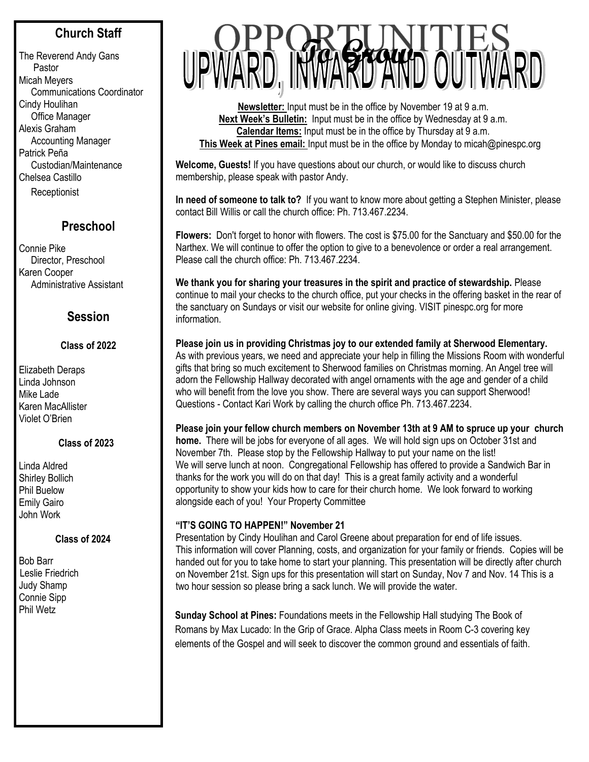## Church Staff

The Reverend Andy Gans
Pastor
Micah Meyers
Communications Coordinator
Cindy Houlihan
Office Manager
Alexis Graham
Accounting Manager
Patrick Peña
Custodian/Maintenance
Chelsea Castillo
Receptionist

## Preschool

Connie Pike
Director, Preschool
Karen Cooper
Administrative Assistant

## Session

### Class of 2022

Elizabeth Deraps
Linda Johnson
Mike Lade
Karen MacAllister
Violet O'Brien

### Class of 2023

Linda Aldred
Shirley Bollich
Phil Buelow
Emily Gairo
John Work

### Class of 2024

Bob Barr
Leslie Friedrich
Judy Shamp
Connie Sipp
Phil Wetz

# OPPORTUNITIES To Grow UPWARD, INWARD AND OUTWARD

**Newsletter:** Input must be in the office by November 19 at 9 a.m.
**Next Week's Bulletin:** Input must be in the office by Wednesday at 9 a.m.
**Calendar Items:** Input must be in the office by Thursday at 9 a.m.
**This Week at Pines email:** Input must be in the office by Monday to micah@pinespc.org

**Welcome, Guests!** If you have questions about our church, or would like to discuss church membership, please speak with pastor Andy.

**In need of someone to talk to?** If you want to know more about getting a Stephen Minister, please contact Bill Willis or call the church office: Ph. 713.467.2234.

**Flowers:** Don't forget to honor with flowers. The cost is $75.00 for the Sanctuary and $50.00 for the Narthex. We will continue to offer the option to give to a benevolence or order a real arrangement. Please call the church office: Ph. 713.467.2234.

**We thank you for sharing your treasures in the spirit and practice of stewardship.** Please continue to mail your checks to the church office, put your checks in the offering basket in the rear of the sanctuary on Sundays or visit our website for online giving. VISIT pinespc.org for more information.

**Please join us in providing Christmas joy to our extended family at Sherwood Elementary.** As with previous years, we need and appreciate your help in filling the Missions Room with wonderful gifts that bring so much excitement to Sherwood families on Christmas morning. An Angel tree will adorn the Fellowship Hallway decorated with angel ornaments with the age and gender of a child who will benefit from the love you show. There are several ways you can support Sherwood! Questions - Contact Kari Work by calling the church office Ph. 713.467.2234.

**Please join your fellow church members on November 13th at 9 AM to spruce up your church home.** There will be jobs for everyone of all ages. We will hold sign ups on October 31st and November 7th. Please stop by the Fellowship Hallway to put your name on the list! We will serve lunch at noon. Congregational Fellowship has offered to provide a Sandwich Bar in thanks for the work you will do on that day! This is a great family activity and a wonderful opportunity to show your kids how to care for their church home. We look forward to working alongside each of you! Your Property Committee

**"IT'S GOING TO HAPPEN!" November 21**
Presentation by Cindy Houlihan and Carol Greene about preparation for end of life issues. This information will cover Planning, costs, and organization for your family or friends. Copies will be handed out for you to take home to start your planning. This presentation will be directly after church on November 21st. Sign ups for this presentation will start on Sunday, Nov 7 and Nov. 14 This is a two hour session so please bring a sack lunch. We will provide the water.

**Sunday School at Pines:** Foundations meets in the Fellowship Hall studying The Book of Romans by Max Lucado: In the Grip of Grace. Alpha Class meets in Room C-3 covering key elements of the Gospel and will seek to discover the common ground and essentials of faith.